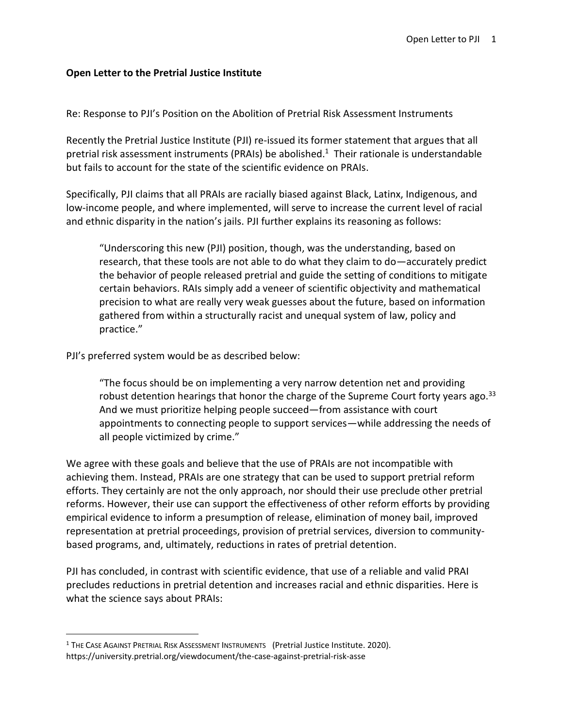**Open Letter to the Pretrial Justice Institute**

Re: Response to PJI's Position on the Abolition of Pretrial Risk Assessment Instruments

Recently the Pretrial Justice Institute (PJI) re-issued its former statement that argues that all pretrial risk assessment instruments (PRAIs) be abolished.[1] Their rationale is understandable but fails to account for the state of the scientific evidence on PRAIs.

Specifically, PJI claims that all PRAIs are racially biased against Black, Latinx, Indigenous, and low-income people, and where implemented, will serve to increase the current level of racial and ethnic disparity in the nation's jails. PJI further explains its reasoning as follows:

> "Underscoring this new (PJI) position, though, was the understanding, based on research, that these tools are not able to do what they claim to do—accurately predict the behavior of people released pretrial and guide the setting of conditions to mitigate certain behaviors. RAIs simply add a veneer of scientific objectivity and mathematical precision to what are really very weak guesses about the future, based on information gathered from within a structurally racist and unequal system of law, policy and practice."

PJI's preferred system would be as described below:

> "The focus should be on implementing a very narrow detention net and providing robust detention hearings that honor the charge of the Supreme Court forty years ago.[33] And we must prioritize helping people succeed—from assistance with court appointments to connecting people to support services—while addressing the needs of all people victimized by crime."

We agree with these goals and believe that the use of PRAIs are not incompatible with achieving them. Instead, PRAIs are one strategy that can be used to support pretrial reform efforts. They certainly are not the only approach, nor should their use preclude other pretrial reforms. However, their use can support the effectiveness of other reform efforts by providing empirical evidence to inform a presumption of release, elimination of money bail, improved representation at pretrial proceedings, provision of pretrial services, diversion to community-based programs, and, ultimately, reductions in rates of pretrial detention.

PJI has concluded, in contrast with scientific evidence, that use of a reliable and valid PRAI precludes reductions in pretrial detention and increases racial and ethnic disparities. Here is what the science says about PRAIs:

---

[1] The Case Against Pretrial Risk Assessment Instruments (Pretrial Justice Institute. 2020). https://university.pretrial.org/viewdocument/the-case-against-pretrial-risk-asse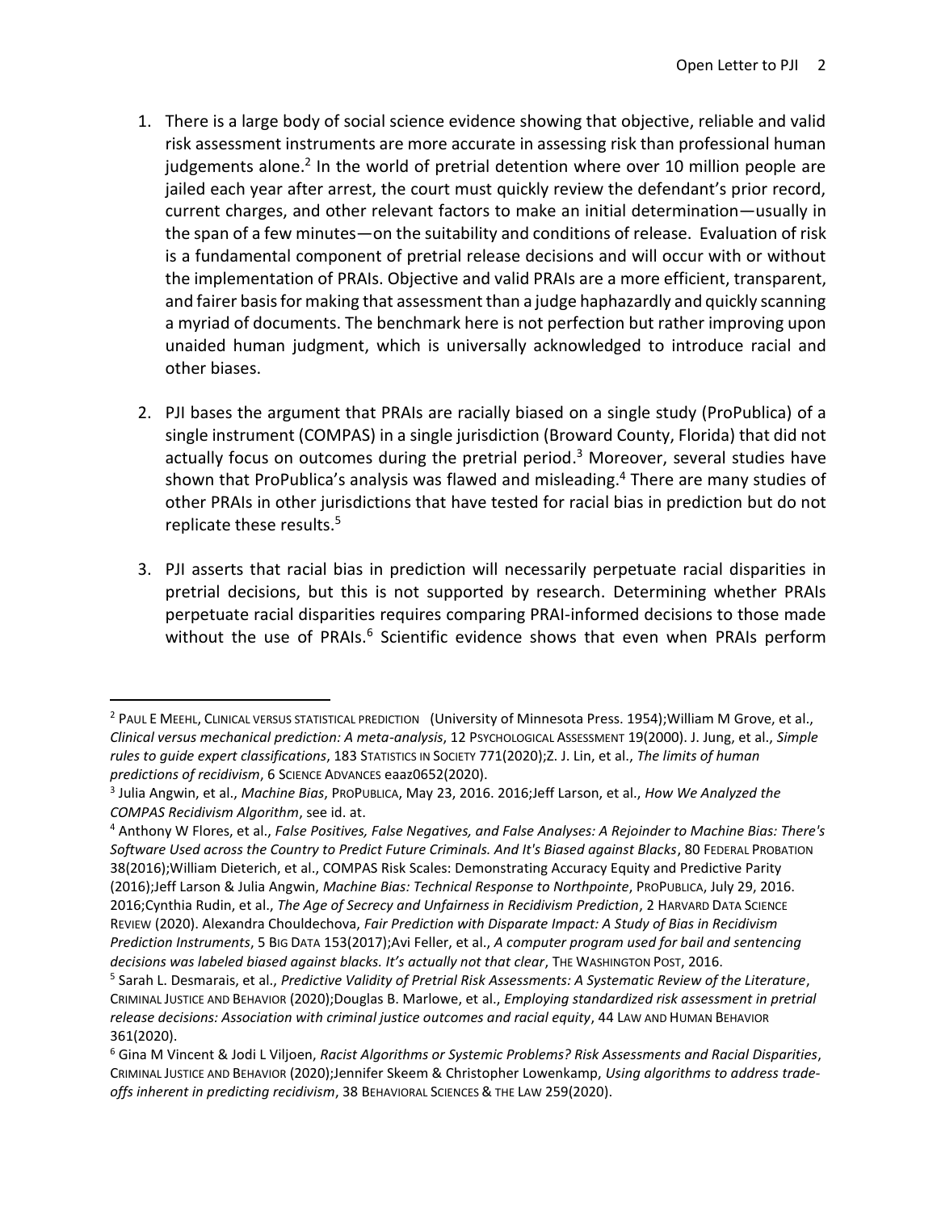1. There is a large body of social science evidence showing that objective, reliable and valid risk assessment instruments are more accurate in assessing risk than professional human judgements alone.[2] In the world of pretrial detention where over 10 million people are jailed each year after arrest, the court must quickly review the defendant's prior record, current charges, and other relevant factors to make an initial determination—usually in the span of a few minutes—on the suitability and conditions of release. Evaluation of risk is a fundamental component of pretrial release decisions and will occur with or without the implementation of PRAIs. Objective and valid PRAIs are a more efficient, transparent, and fairer basis for making that assessment than a judge haphazardly and quickly scanning a myriad of documents. The benchmark here is not perfection but rather improving upon unaided human judgment, which is universally acknowledged to introduce racial and other biases.

2. PJI bases the argument that PRAIs are racially biased on a single study (ProPublica) of a single instrument (COMPAS) in a single jurisdiction (Broward County, Florida) that did not actually focus on outcomes during the pretrial period.[3] Moreover, several studies have shown that ProPublica's analysis was flawed and misleading.[4] There are many studies of other PRAIs in other jurisdictions that have tested for racial bias in prediction but do not replicate these results.[5]

3. PJI asserts that racial bias in prediction will necessarily perpetuate racial disparities in pretrial decisions, but this is not supported by research. Determining whether PRAIs perpetuate racial disparities requires comparing PRAI-informed decisions to those made without the use of PRAIs.[6] Scientific evidence shows that even when PRAIs perform

---

[2] Paul E Meehl, Clinical versus statistical prediction (University of Minnesota Press. 1954);William M Grove, et al., *Clinical versus mechanical prediction: A meta-analysis*, 12 Psychological Assessment 19(2000). J. Jung, et al., *Simple rules to guide expert classifications*, 183 Statistics in Society 771(2020);Z. J. Lin, et al., *The limits of human predictions of recidivism*, 6 Science Advances eaaz0652(2020).

[3] Julia Angwin, et al., *Machine Bias*, ProPublica, May 23, 2016. 2016;Jeff Larson, et al., *How We Analyzed the COMPAS Recidivism Algorithm*, see id. at.

[4] Anthony W Flores, et al., *False Positives, False Negatives, and False Analyses: A Rejoinder to Machine Bias: There's Software Used across the Country to Predict Future Criminals. And It's Biased against Blacks*, 80 Federal Probation 38(2016);William Dieterich, et al., COMPAS Risk Scales: Demonstrating Accuracy Equity and Predictive Parity (2016);Jeff Larson & Julia Angwin, *Machine Bias: Technical Response to Northpointe*, ProPublica, July 29, 2016. 2016;Cynthia Rudin, et al., *The Age of Secrecy and Unfairness in Recidivism Prediction*, 2 Harvard Data Science Review (2020). Alexandra Chouldechova, *Fair Prediction with Disparate Impact: A Study of Bias in Recidivism Prediction Instruments*, 5 Big Data 153(2017);Avi Feller, et al., *A computer program used for bail and sentencing decisions was labeled biased against blacks. It's actually not that clear*, The Washington Post, 2016.

[5] Sarah L. Desmarais, et al., *Predictive Validity of Pretrial Risk Assessments: A Systematic Review of the Literature*, Criminal Justice and Behavior (2020);Douglas B. Marlowe, et al., *Employing standardized risk assessment in pretrial release decisions: Association with criminal justice outcomes and racial equity*, 44 Law and Human Behavior 361(2020).

[6] Gina M Vincent & Jodi L Viljoen, *Racist Algorithms or Systemic Problems? Risk Assessments and Racial Disparities*, Criminal Justice and Behavior (2020);Jennifer Skeem & Christopher Lowenkamp, *Using algorithms to address trade-offs inherent in predicting recidivism*, 38 Behavioral Sciences & the Law 259(2020).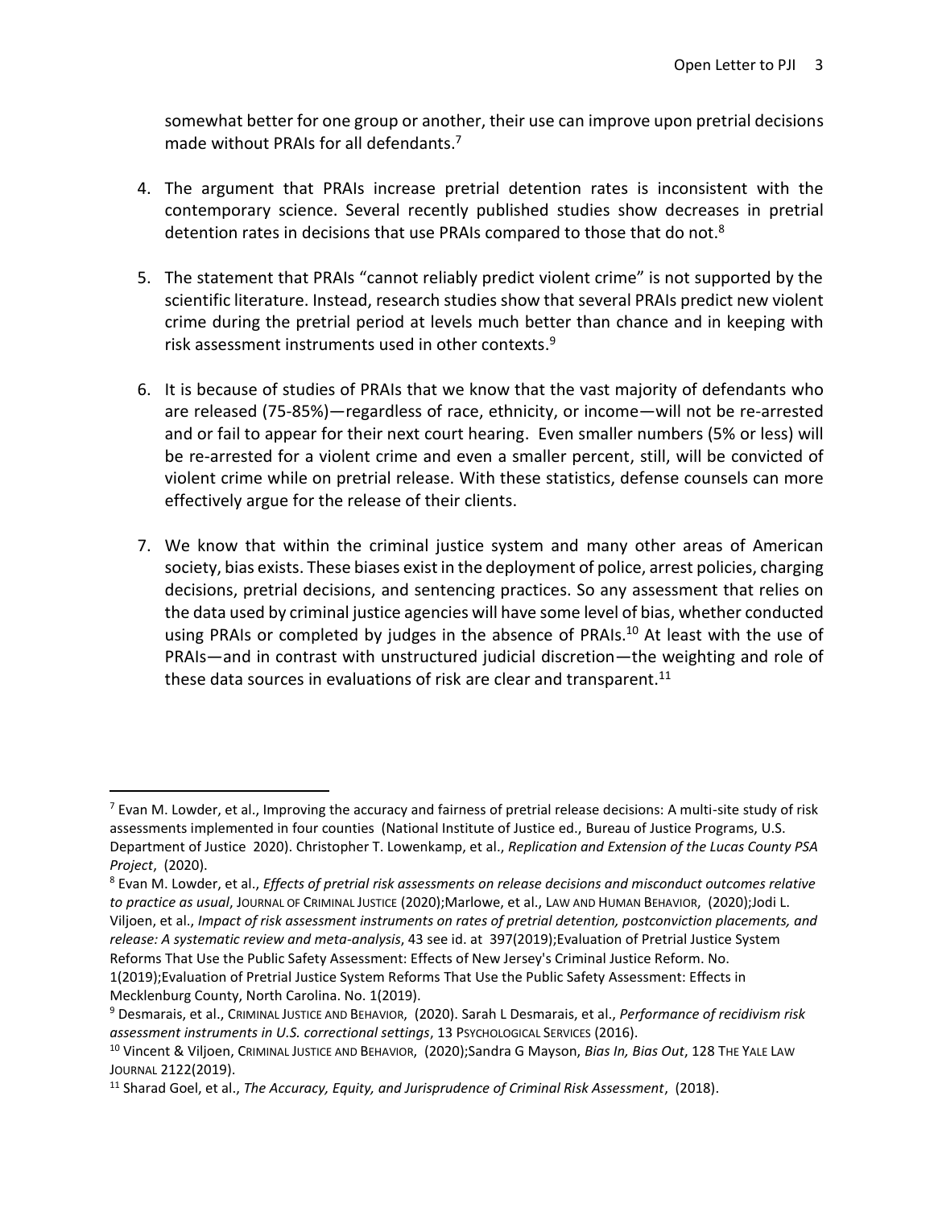somewhat better for one group or another, their use can improve upon pretrial decisions made without PRAIs for all defendants.[7]

4. The argument that PRAIs increase pretrial detention rates is inconsistent with the contemporary science. Several recently published studies show decreases in pretrial detention rates in decisions that use PRAIs compared to those that do not.[8]

5. The statement that PRAIs "cannot reliably predict violent crime" is not supported by the scientific literature. Instead, research studies show that several PRAIs predict new violent crime during the pretrial period at levels much better than chance and in keeping with risk assessment instruments used in other contexts.[9]

6. It is because of studies of PRAIs that we know that the vast majority of defendants who are released (75-85%)—regardless of race, ethnicity, or income—will not be re-arrested and or fail to appear for their next court hearing. Even smaller numbers (5% or less) will be re-arrested for a violent crime and even a smaller percent, still, will be convicted of violent crime while on pretrial release. With these statistics, defense counsels can more effectively argue for the release of their clients.

7. We know that within the criminal justice system and many other areas of American society, bias exists. These biases exist in the deployment of police, arrest policies, charging decisions, pretrial decisions, and sentencing practices. So any assessment that relies on the data used by criminal justice agencies will have some level of bias, whether conducted using PRAIs or completed by judges in the absence of PRAIs.[10] At least with the use of PRAIs—and in contrast with unstructured judicial discretion—the weighting and role of these data sources in evaluations of risk are clear and transparent.[11]

---

[7] Evan M. Lowder, et al., Improving the accuracy and fairness of pretrial release decisions: A multi-site study of risk assessments implemented in four counties (National Institute of Justice ed., Bureau of Justice Programs, U.S. Department of Justice 2020). Christopher T. Lowenkamp, et al., *Replication and Extension of the Lucas County PSA Project*, (2020).

[8] Evan M. Lowder, et al., *Effects of pretrial risk assessments on release decisions and misconduct outcomes relative to practice as usual*, JOURNAL OF CRIMINAL JUSTICE (2020);Marlowe, et al., LAW AND HUMAN BEHAVIOR, (2020);Jodi L. Viljoen, et al., *Impact of risk assessment instruments on rates of pretrial detention, postconviction placements, and release: A systematic review and meta-analysis*, 43 see id. at 397(2019);Evaluation of Pretrial Justice System Reforms That Use the Public Safety Assessment: Effects of New Jersey's Criminal Justice Reform. No. 1(2019);Evaluation of Pretrial Justice System Reforms That Use the Public Safety Assessment: Effects in Mecklenburg County, North Carolina. No. 1(2019).

[9] Desmarais, et al., CRIMINAL JUSTICE AND BEHAVIOR, (2020). Sarah L Desmarais, et al., *Performance of recidivism risk assessment instruments in U.S. correctional settings*, 13 PSYCHOLOGICAL SERVICES (2016).

[10] Vincent & Viljoen, CRIMINAL JUSTICE AND BEHAVIOR, (2020);Sandra G Mayson, *Bias In, Bias Out*, 128 THE YALE LAW JOURNAL 2122(2019).

[11] Sharad Goel, et al., *The Accuracy, Equity, and Jurisprudence of Criminal Risk Assessment*, (2018).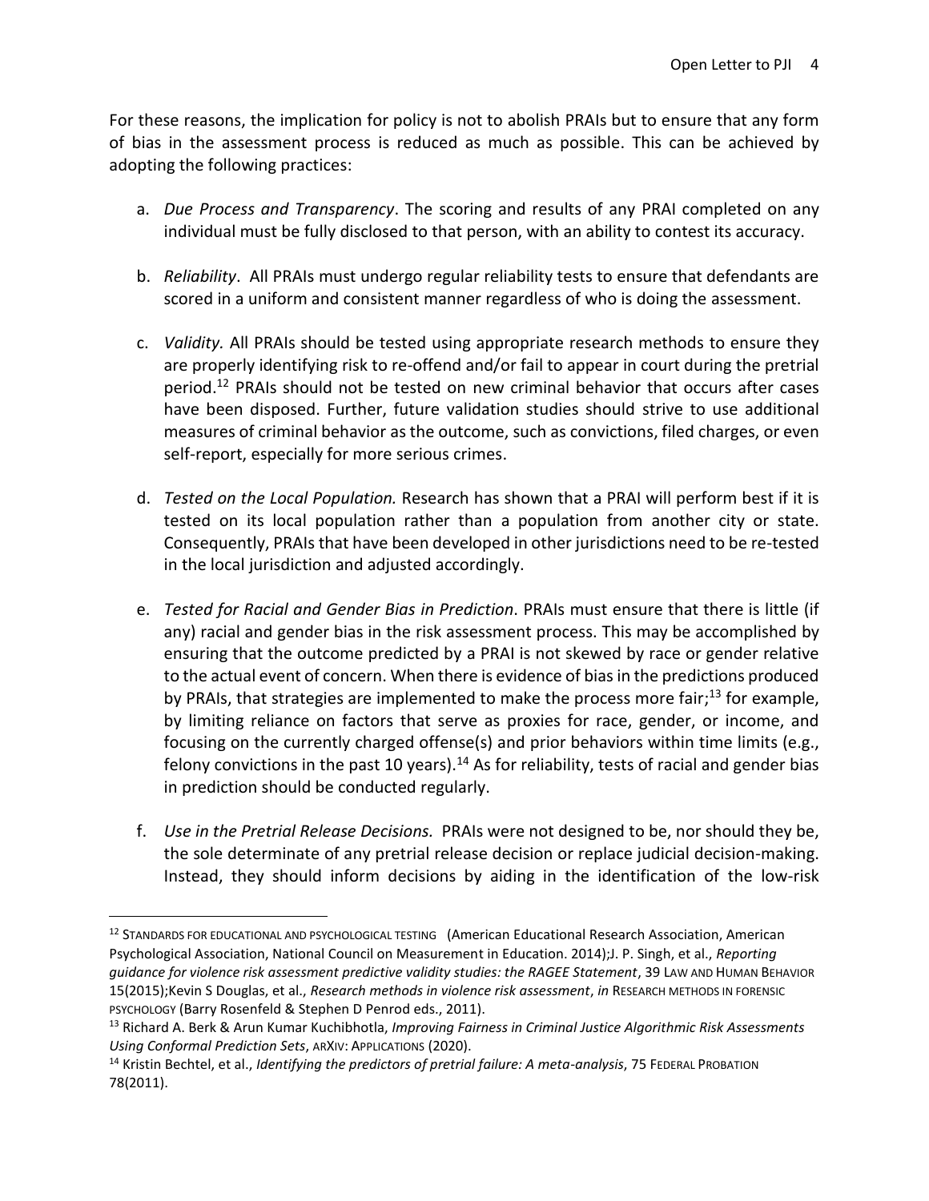For these reasons, the implication for policy is not to abolish PRAIs but to ensure that any form of bias in the assessment process is reduced as much as possible. This can be achieved by adopting the following practices:

a. *Due Process and Transparency*. The scoring and results of any PRAI completed on any individual must be fully disclosed to that person, with an ability to contest its accuracy.

b. *Reliability*. All PRAIs must undergo regular reliability tests to ensure that defendants are scored in a uniform and consistent manner regardless of who is doing the assessment.

c. *Validity.* All PRAIs should be tested using appropriate research methods to ensure they are properly identifying risk to re-offend and/or fail to appear in court during the pretrial period.[12] PRAIs should not be tested on new criminal behavior that occurs after cases have been disposed. Further, future validation studies should strive to use additional measures of criminal behavior as the outcome, such as convictions, filed charges, or even self-report, especially for more serious crimes.

d. *Tested on the Local Population.* Research has shown that a PRAI will perform best if it is tested on its local population rather than a population from another city or state. Consequently, PRAIs that have been developed in other jurisdictions need to be re-tested in the local jurisdiction and adjusted accordingly.

e. *Tested for Racial and Gender Bias in Prediction*. PRAIs must ensure that there is little (if any) racial and gender bias in the risk assessment process. This may be accomplished by ensuring that the outcome predicted by a PRAI is not skewed by race or gender relative to the actual event of concern. When there is evidence of bias in the predictions produced by PRAIs, that strategies are implemented to make the process more fair;[13] for example, by limiting reliance on factors that serve as proxies for race, gender, or income, and focusing on the currently charged offense(s) and prior behaviors within time limits (e.g., felony convictions in the past 10 years).[14] As for reliability, tests of racial and gender bias in prediction should be conducted regularly.

f. *Use in the Pretrial Release Decisions.* PRAIs were not designed to be, nor should they be, the sole determinate of any pretrial release decision or replace judicial decision-making. Instead, they should inform decisions by aiding in the identification of the low-risk

---

[12] STANDARDS FOR EDUCATIONAL AND PSYCHOLOGICAL TESTING (American Educational Research Association, American Psychological Association, National Council on Measurement in Education. 2014);J. P. Singh, et al., *Reporting guidance for violence risk assessment predictive validity studies: the RAGEE Statement*, 39 LAW AND HUMAN BEHAVIOR 15(2015);Kevin S Douglas, et al., *Research methods in violence risk assessment*, *in* RESEARCH METHODS IN FORENSIC PSYCHOLOGY (Barry Rosenfeld & Stephen D Penrod eds., 2011).

[13] Richard A. Berk & Arun Kumar Kuchibhotla, *Improving Fairness in Criminal Justice Algorithmic Risk Assessments Using Conformal Prediction Sets*, ARXIV: APPLICATIONS (2020).

[14] Kristin Bechtel, et al., *Identifying the predictors of pretrial failure: A meta-analysis*, 75 FEDERAL PROBATION 78(2011).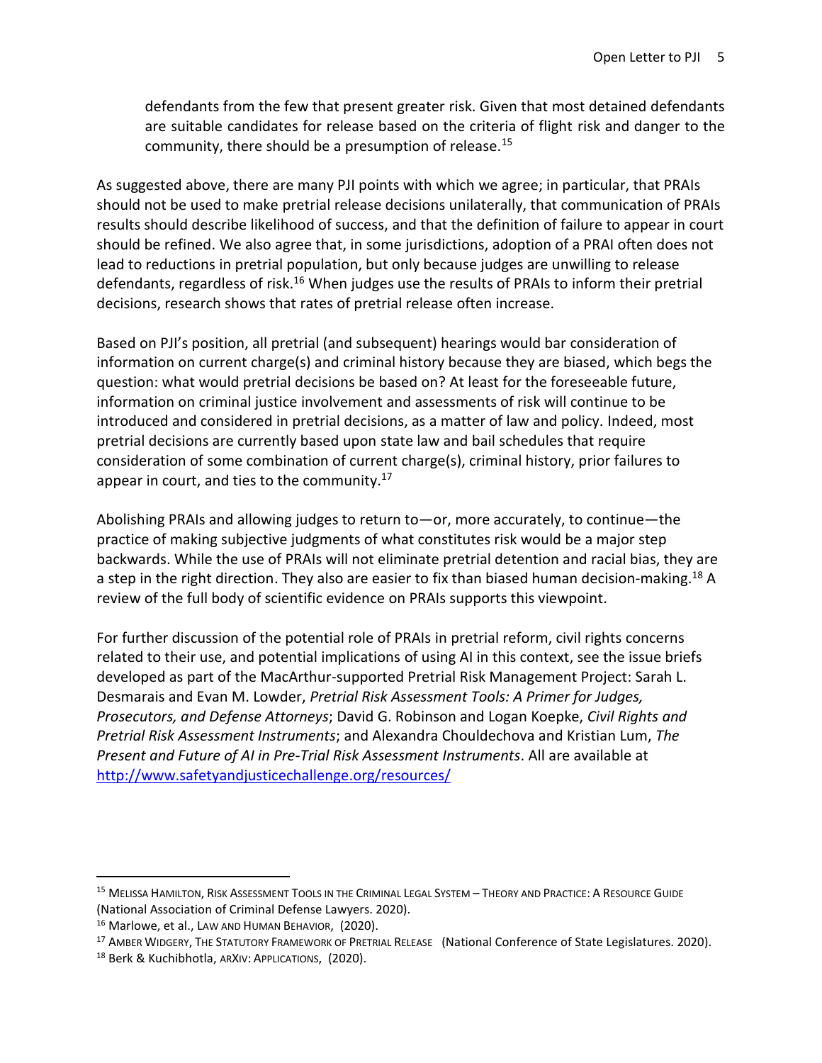> defendants from the few that present greater risk. Given that most detained defendants are suitable candidates for release based on the criteria of flight risk and danger to the community, there should be a presumption of release.[15]

As suggested above, there are many PJI points with which we agree; in particular, that PRAIs should not be used to make pretrial release decisions unilaterally, that communication of PRAIs results should describe likelihood of success, and that the definition of failure to appear in court should be refined. We also agree that, in some jurisdictions, adoption of a PRAI often does not lead to reductions in pretrial population, but only because judges are unwilling to release defendants, regardless of risk.[16] When judges use the results of PRAIs to inform their pretrial decisions, research shows that rates of pretrial release often increase.

Based on PJI's position, all pretrial (and subsequent) hearings would bar consideration of information on current charge(s) and criminal history because they are biased, which begs the question: what would pretrial decisions be based on? At least for the foreseeable future, information on criminal justice involvement and assessments of risk will continue to be introduced and considered in pretrial decisions, as a matter of law and policy. Indeed, most pretrial decisions are currently based upon state law and bail schedules that require consideration of some combination of current charge(s), criminal history, prior failures to appear in court, and ties to the community.[17]

Abolishing PRAIs and allowing judges to return to—or, more accurately, to continue—the practice of making subjective judgments of what constitutes risk would be a major step backwards. While the use of PRAIs will not eliminate pretrial detention and racial bias, they are a step in the right direction. They also are easier to fix than biased human decision-making.[18] A review of the full body of scientific evidence on PRAIs supports this viewpoint.

For further discussion of the potential role of PRAIs in pretrial reform, civil rights concerns related to their use, and potential implications of using AI in this context, see the issue briefs developed as part of the MacArthur-supported Pretrial Risk Management Project: Sarah L. Desmarais and Evan M. Lowder, *Pretrial Risk Assessment Tools: A Primer for Judges, Prosecutors, and Defense Attorneys*; David G. Robinson and Logan Koepke, *Civil Rights and Pretrial Risk Assessment Instruments*; and Alexandra Chouldechova and Kristian Lum, *The Present and Future of AI in Pre-Trial Risk Assessment Instruments*. All are available at http://www.safetyandjusticechallenge.org/resources/

---

[15] Melissa Hamilton, Risk Assessment Tools in the Criminal Legal System – Theory and Practice: A Resource Guide (National Association of Criminal Defense Lawyers. 2020).

[16] Marlowe, et al., Law and Human Behavior, (2020).

[17] Amber Widgery, The Statutory Framework of Pretrial Release (National Conference of State Legislatures. 2020).

[18] Berk & Kuchibhotla, arXiv: Applications, (2020).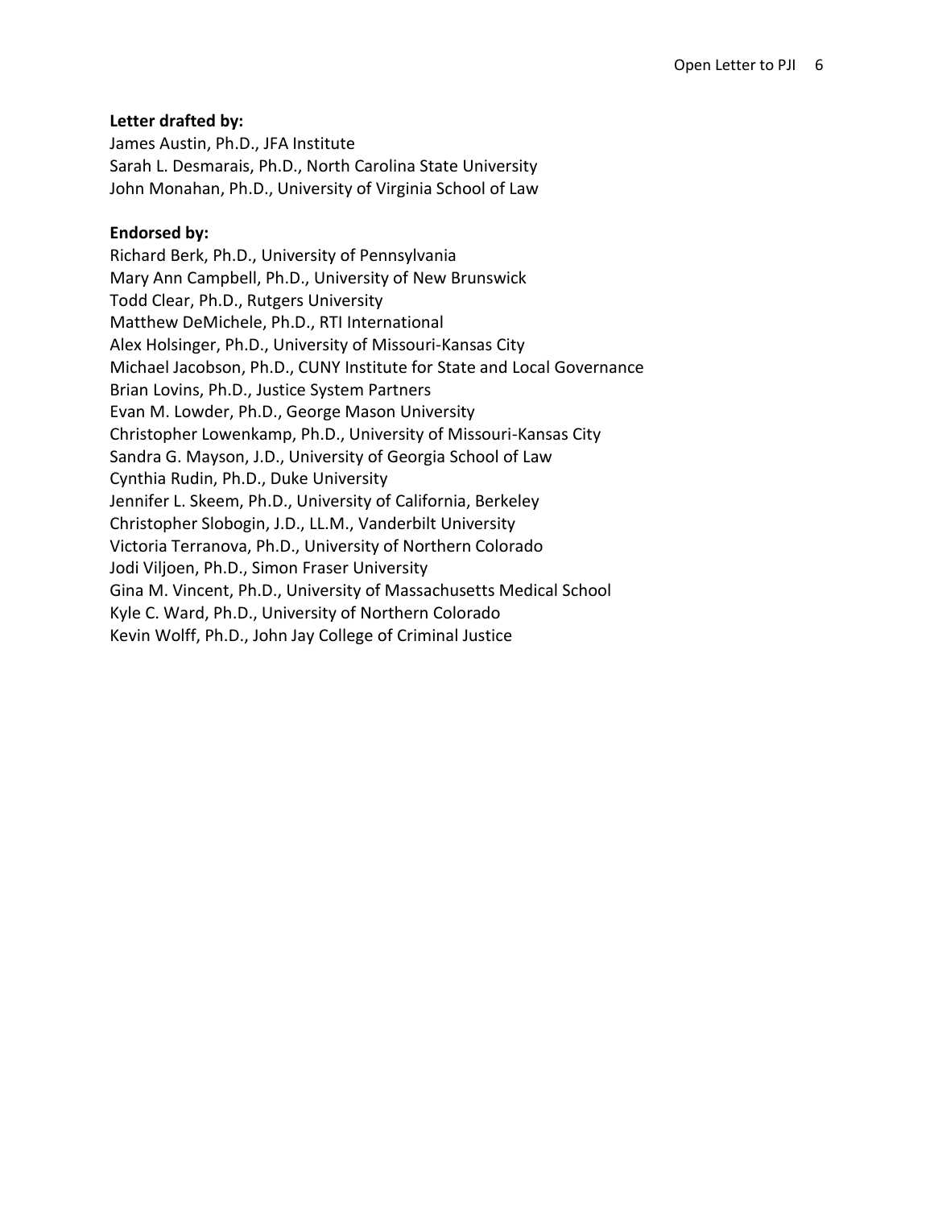**Letter drafted by:**
James Austin, Ph.D., JFA Institute
Sarah L. Desmarais, Ph.D., North Carolina State University
John Monahan, Ph.D., University of Virginia School of Law

**Endorsed by:**
Richard Berk, Ph.D., University of Pennsylvania
Mary Ann Campbell, Ph.D., University of New Brunswick
Todd Clear, Ph.D., Rutgers University
Matthew DeMichele, Ph.D., RTI International
Alex Holsinger, Ph.D., University of Missouri-Kansas City
Michael Jacobson, Ph.D., CUNY Institute for State and Local Governance
Brian Lovins, Ph.D., Justice System Partners
Evan M. Lowder, Ph.D., George Mason University
Christopher Lowenkamp, Ph.D., University of Missouri-Kansas City
Sandra G. Mayson, J.D., University of Georgia School of Law
Cynthia Rudin, Ph.D., Duke University
Jennifer L. Skeem, Ph.D., University of California, Berkeley
Christopher Slobogin, J.D., LL.M., Vanderbilt University
Victoria Terranova, Ph.D., University of Northern Colorado
Jodi Viljoen, Ph.D., Simon Fraser University
Gina M. Vincent, Ph.D., University of Massachusetts Medical School
Kyle C. Ward, Ph.D., University of Northern Colorado
Kevin Wolff, Ph.D., John Jay College of Criminal Justice